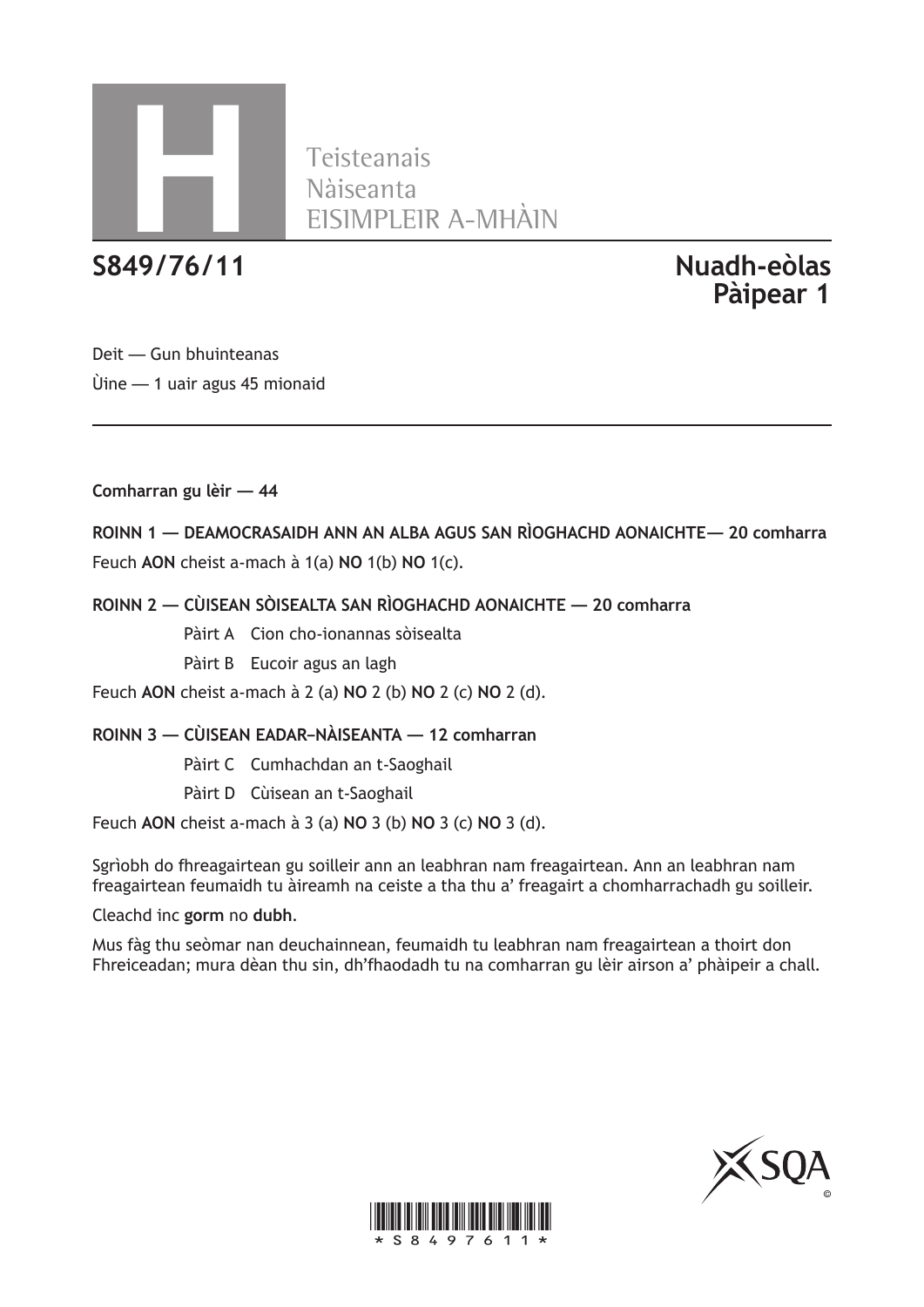# H

Teisteanais
Nàiseanta
EISIMPLEIR A-MHÀIN

**S849/76/11** **Nuadh-eòlas Pàipear 1**

Deit — Gun bhuinteanas

Ùine — 1 uair agus 45 mionaid

**Comharran gu lèir — 44**

**ROINN 1 — DEAMOCRASAIDH ANN AN ALBA AGUS SAN RÌOGHACHD AONAICHTE— 20 comharra**

Feuch **AON** cheist a-mach à 1(a) **NO** 1(b) **NO** 1(c).

**ROINN 2 — CÙISEAN SÒISEALTA SAN RÌOGHACHD AONAICHTE — 20 comharra**

Pàirt A Cion cho-ionannas sòisealta

Pàirt B Eucoir agus an lagh

Feuch **AON** cheist a-mach à 2 (a) **NO** 2 (b) **NO** 2 (c) **NO** 2 (d).

**ROINN 3 — CÙISEAN EADAR–NÀISEANTA — 12 comharran**

Pàirt C Cumhachdan an t-Saoghail

Pàirt D Cùisean an t-Saoghail

Feuch **AON** cheist a-mach à 3 (a) **NO** 3 (b) **NO** 3 (c) **NO** 3 (d).

Sgrìobh do fhreagairtean gu soilleir ann an leabhran nam freagairtean. Ann an leabhran nam freagairtean feumaidh tu àireamh na ceiste a tha thu a' freagairt a chomharrachadh gu soilleir.

Cleachd inc **gorm** no **dubh**.

Mus fàg thu seòmar nan deuchainnean, feumaidh tu leabhran nam freagairtean a thoirt don Fhreiceadan; mura dèan thu sin, dh'fhaodadh tu na comharran gu lèir airson a' phàipeir a chall.

*S8497611*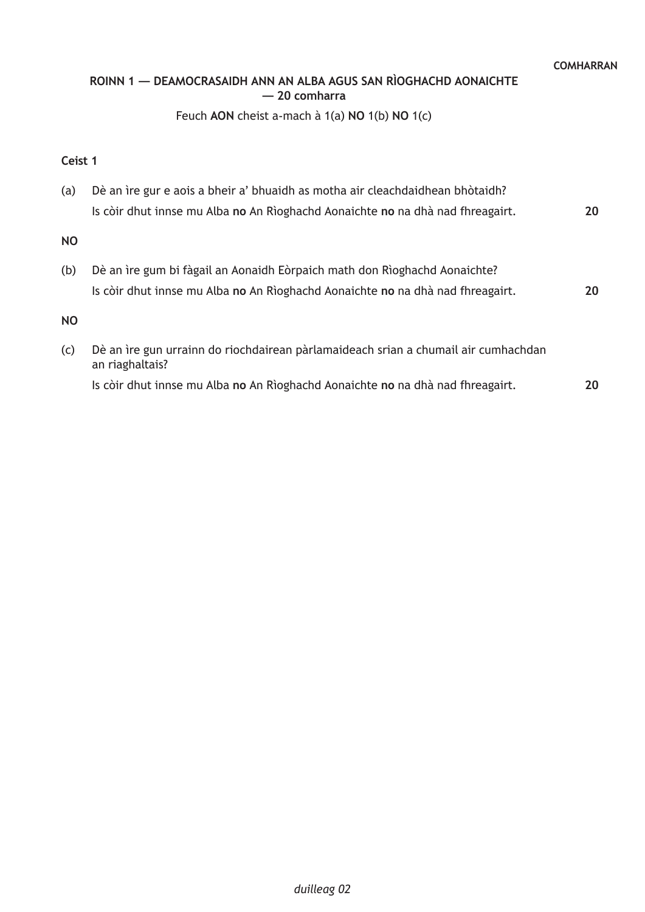COMHARRAN

## ROINN 1 — DEAMOCRASAIDH ANN AN ALBA AGUS SAN RÌOGHACHD AONAICHTE — 20 comharra

Feuch **AON** cheist a-mach à 1(a) **NO** 1(b) **NO** 1(c)

**Ceist 1**

(a) Dè an ìre gur e aois a bheir a' bhuaidh as motha air cleachdaidhean bhòtaidh?
Is còir dhut innse mu Alba **no** An Rìoghachd Aonaichte **no** na dhà nad fhreagairt. **20**

**NO**

(b) Dè an ìre gum bi fàgail an Aonaidh Eòrpaich math don Rìoghachd Aonaichte?
Is còir dhut innse mu Alba **no** An Rìoghachd Aonaichte **no** na dhà nad fhreagairt. **20**

**NO**

(c) Dè an ìre gun urrainn do riochdairean pàrlamaideach srian a chumail air cumhachdan an riaghaltais?
Is còir dhut innse mu Alba **no** An Rìoghachd Aonaichte **no** na dhà nad fhreagairt. **20**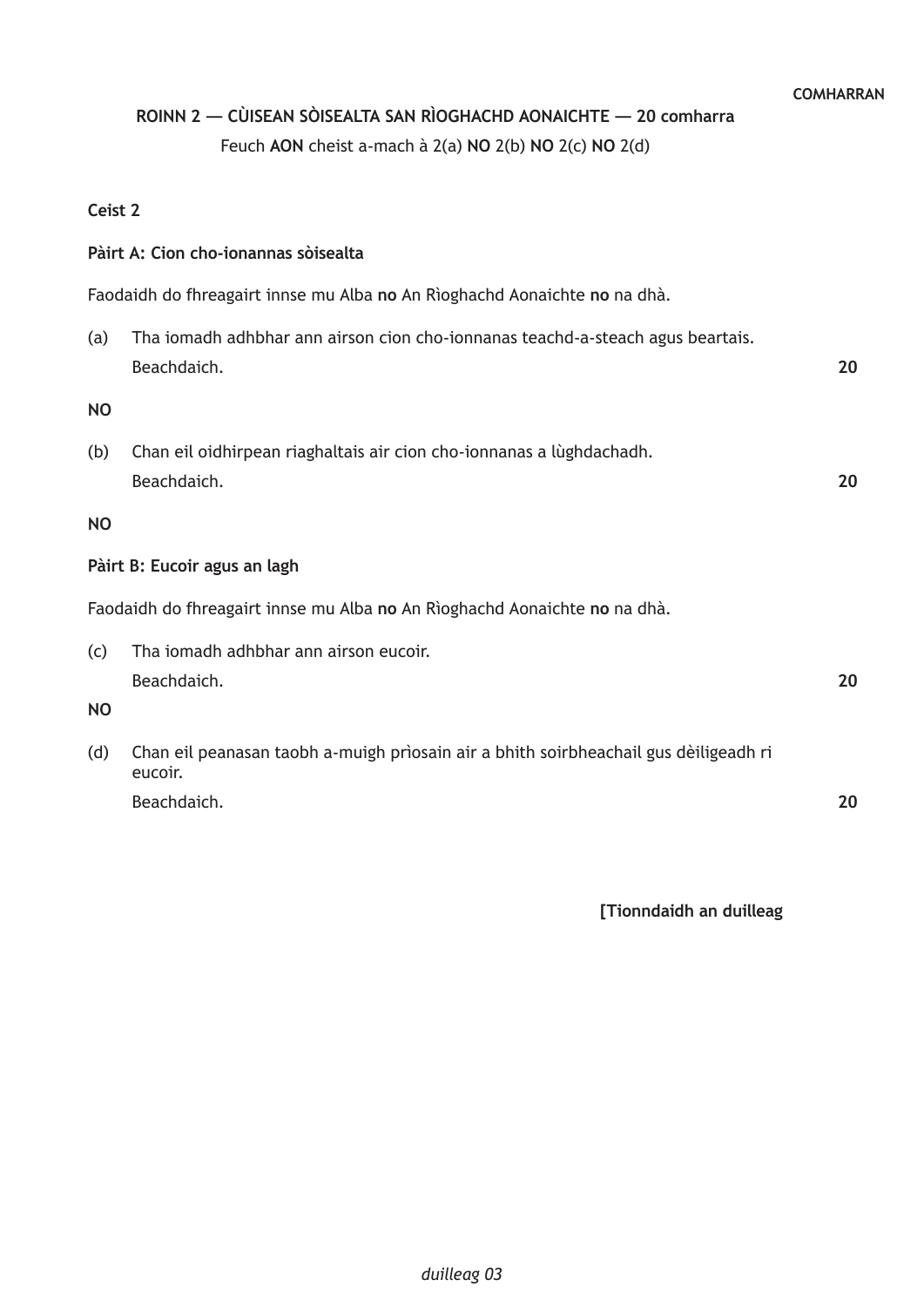COMHARRAN

## ROINN 2 — CÙISEAN SÒISEALTA SAN RÌOGHACHD AONAICHTE — 20 comharra

Feuch **AON** cheist a-mach à 2(a) **NO** 2(b) **NO** 2(c) **NO** 2(d)

**Ceist 2**

**Pàirt A: Cion cho-ionannas sòisealta**

Faodaidh do fhreagairt innse mu Alba **no** An Rìoghachd Aonaichte **no** na dhà.

(a) Tha iomadh adhbhar ann airson cion cho-ionnanas teachd-a-steach agus beartais.
Beachdaich. **20**

**NO**

(b) Chan eil oidhirpean riaghaltais air cion cho-ionnanas a lùghdachadh.
Beachdaich. **20**

**NO**

**Pàirt B: Eucoir agus an lagh**

Faodaidh do fhreagairt innse mu Alba **no** An Rìoghachd Aonaichte **no** na dhà.

(c) Tha iomadh adhbhar ann airson eucoir.
Beachdaich. **20**

**NO**

(d) Chan eil peanasan taobh a-muigh prìosain air a bhith soirbheachail gus dèiligeadh ri eucoir.
Beachdaich. **20**

**[Tionndaidh an duilleag**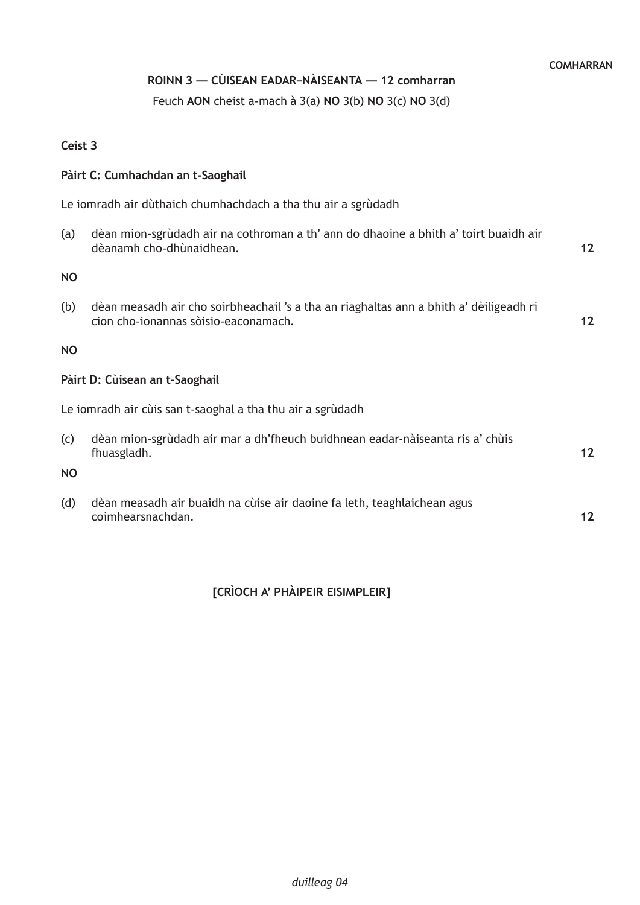**COMHARRAN**

## ROINN 3 — CÙISEAN EADAR–NÀISEANTA — 12 comharran

Feuch **AON** cheist a-mach à 3(a) **NO** 3(b) **NO** 3(c) **NO** 3(d)

**Ceist 3**

**Pàirt C: Cumhachdan an t-Saoghail**

Le iomradh air dùthaich chumhachdach a tha thu air a sgrùdadh

(a) dèan mion-sgrùdadh air na cothroman a th' ann do dhaoine a bhith a' toirt buaidh air dèanamh cho-dhùnaidhean. **12**

**NO**

(b) dèan measadh air cho soirbheachail 's a tha an riaghaltas ann a bhith a' dèiligeadh ri cion cho-ionannas sòisio-eaconamach. **12**

**NO**

**Pàirt D: Cùisean an t-Saoghail**

Le iomradh air cùis san t-saoghal a tha thu air a sgrùdadh

(c) dèan mion-sgrùdadh air mar a dh'fheuch buidhnean eadar-nàiseanta ris a' chùis fhuasgladh. **12**

**NO**

(d) dèan measadh air buaidh na cùise air daoine fa leth, teaghlaichean agus coimhearsnachdan. **12**

**[CRÌOCH A' PHÀIPEIR EISIMPLEIR]**